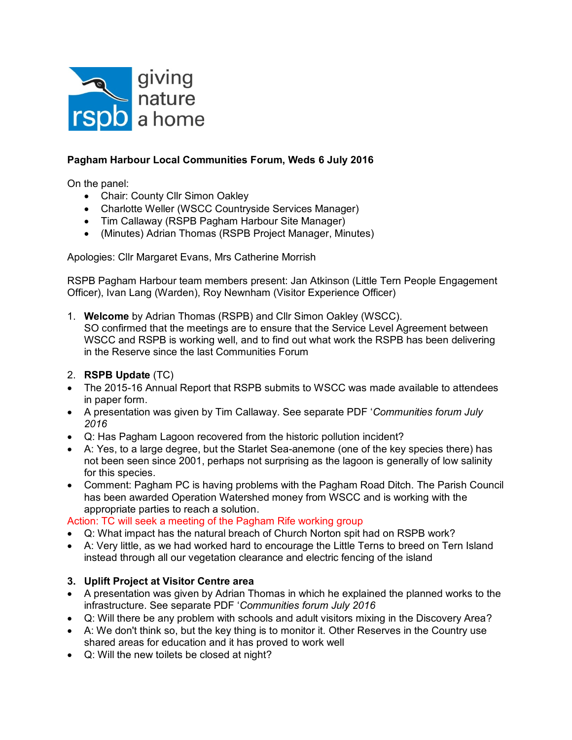giving nature a home

**Pagham Harbour Local Communities Forum, Weds 6 July 2016**

On the panel:

- Chair: County Cllr Simon Oakley
- Charlotte Weller (WSCC Countryside Services Manager)
- Tim Callaway (RSPB Pagham Harbour Site Manager)
- (Minutes) Adrian Thomas (RSPB Project Manager, Minutes)

Apologies: Cllr Margaret Evans, Mrs Catherine Morrish

RSPB Pagham Harbour team members present: Jan Atkinson (Little Tern People Engagement Officer), Ivan Lang (Warden), Roy Newnham (Visitor Experience Officer)

1. **Welcome** by Adrian Thomas (RSPB) and Cllr Simon Oakley (WSCC).
   SO confirmed that the meetings are to ensure that the Service Level Agreement between WSCC and RSPB is working well, and to find out what work the RSPB has been delivering in the Reserve since the last Communities Forum

2. **RSPB Update** (TC)

- The 2015-16 Annual Report that RSPB submits to WSCC was made available to attendees in paper form.
- A presentation was given by Tim Callaway. See separate PDF '*Communities forum July 2016*
- Q: Has Pagham Lagoon recovered from the historic pollution incident?
- A: Yes, to a large degree, but the Starlet Sea-anemone (one of the key species there) has not been seen since 2001, perhaps not surprising as the lagoon is generally of low salinity for this species.
- Comment: Pagham PC is having problems with the Pagham Road Ditch. The Parish Council has been awarded Operation Watershed money from WSCC and is working with the appropriate parties to reach a solution.

Action: TC will seek a meeting of the Pagham Rife working group

- Q: What impact has the natural breach of Church Norton spit had on RSPB work?
- A: Very little, as we had worked hard to encourage the Little Terns to breed on Tern Island instead through all our vegetation clearance and electric fencing of the island

3. **Uplift Project at Visitor Centre area**

- A presentation was given by Adrian Thomas in which he explained the planned works to the infrastructure. See separate PDF '*Communities forum July 2016*
- Q: Will there be any problem with schools and adult visitors mixing in the Discovery Area?
- A: We don't think so, but the key thing is to monitor it. Other Reserves in the Country use shared areas for education and it has proved to work well
- Q: Will the new toilets be closed at night?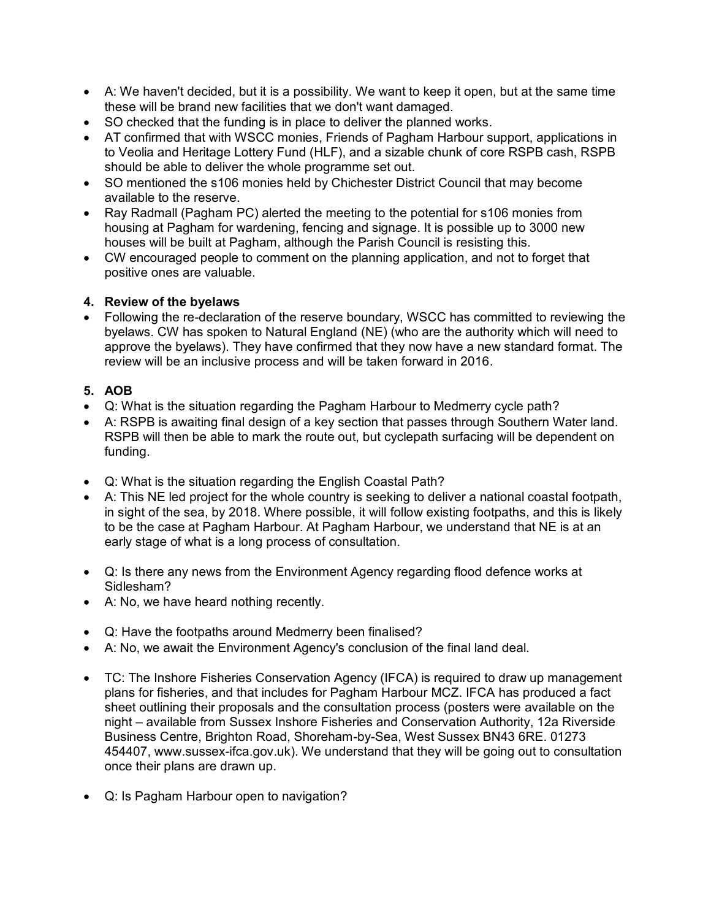- A: We haven't decided, but it is a possibility. We want to keep it open, but at the same time these will be brand new facilities that we don't want damaged.
- SO checked that the funding is in place to deliver the planned works.
- AT confirmed that with WSCC monies, Friends of Pagham Harbour support, applications in to Veolia and Heritage Lottery Fund (HLF), and a sizable chunk of core RSPB cash, RSPB should be able to deliver the whole programme set out.
- SO mentioned the s106 monies held by Chichester District Council that may become available to the reserve.
- Ray Radmall (Pagham PC) alerted the meeting to the potential for s106 monies from housing at Pagham for wardening, fencing and signage. It is possible up to 3000 new houses will be built at Pagham, although the Parish Council is resisting this.
- CW encouraged people to comment on the planning application, and not to forget that positive ones are valuable.

**4. Review of the byelaws**

- Following the re-declaration of the reserve boundary, WSCC has committed to reviewing the byelaws. CW has spoken to Natural England (NE) (who are the authority which will need to approve the byelaws). They have confirmed that they now have a new standard format. The review will be an inclusive process and will be taken forward in 2016.

**5. AOB**

- Q: What is the situation regarding the Pagham Harbour to Medmerry cycle path?
- A: RSPB is awaiting final design of a key section that passes through Southern Water land. RSPB will then be able to mark the route out, but cyclepath surfacing will be dependent on funding.

- Q: What is the situation regarding the English Coastal Path?
- A: This NE led project for the whole country is seeking to deliver a national coastal footpath, in sight of the sea, by 2018. Where possible, it will follow existing footpaths, and this is likely to be the case at Pagham Harbour. At Pagham Harbour, we understand that NE is at an early stage of what is a long process of consultation.

- Q: Is there any news from the Environment Agency regarding flood defence works at Sidlesham?
- A: No, we have heard nothing recently.

- Q: Have the footpaths around Medmerry been finalised?
- A: No, we await the Environment Agency's conclusion of the final land deal.

- TC: The Inshore Fisheries Conservation Agency (IFCA) is required to draw up management plans for fisheries, and that includes for Pagham Harbour MCZ. IFCA has produced a fact sheet outlining their proposals and the consultation process (posters were available on the night – available from Sussex Inshore Fisheries and Conservation Authority, 12a Riverside Business Centre, Brighton Road, Shoreham-by-Sea, West Sussex BN43 6RE. 01273 454407, www.sussex-ifca.gov.uk). We understand that they will be going out to consultation once their plans are drawn up.

- Q: Is Pagham Harbour open to navigation?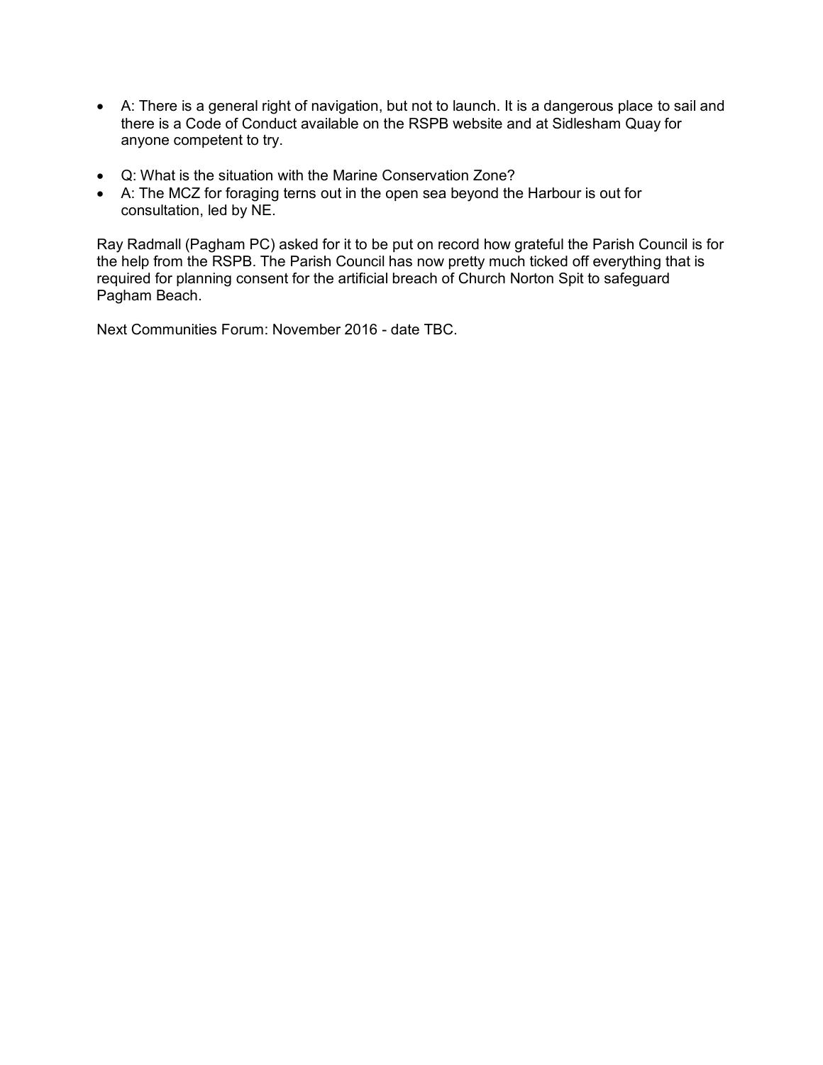- A: There is a general right of navigation, but not to launch. It is a dangerous place to sail and there is a Code of Conduct available on the RSPB website and at Sidlesham Quay for anyone competent to try.

- Q: What is the situation with the Marine Conservation Zone?
- A: The MCZ for foraging terns out in the open sea beyond the Harbour is out for consultation, led by NE.

Ray Radmall (Pagham PC) asked for it to be put on record how grateful the Parish Council is for the help from the RSPB. The Parish Council has now pretty much ticked off everything that is required for planning consent for the artificial breach of Church Norton Spit to safeguard Pagham Beach.

Next Communities Forum: November 2016 - date TBC.